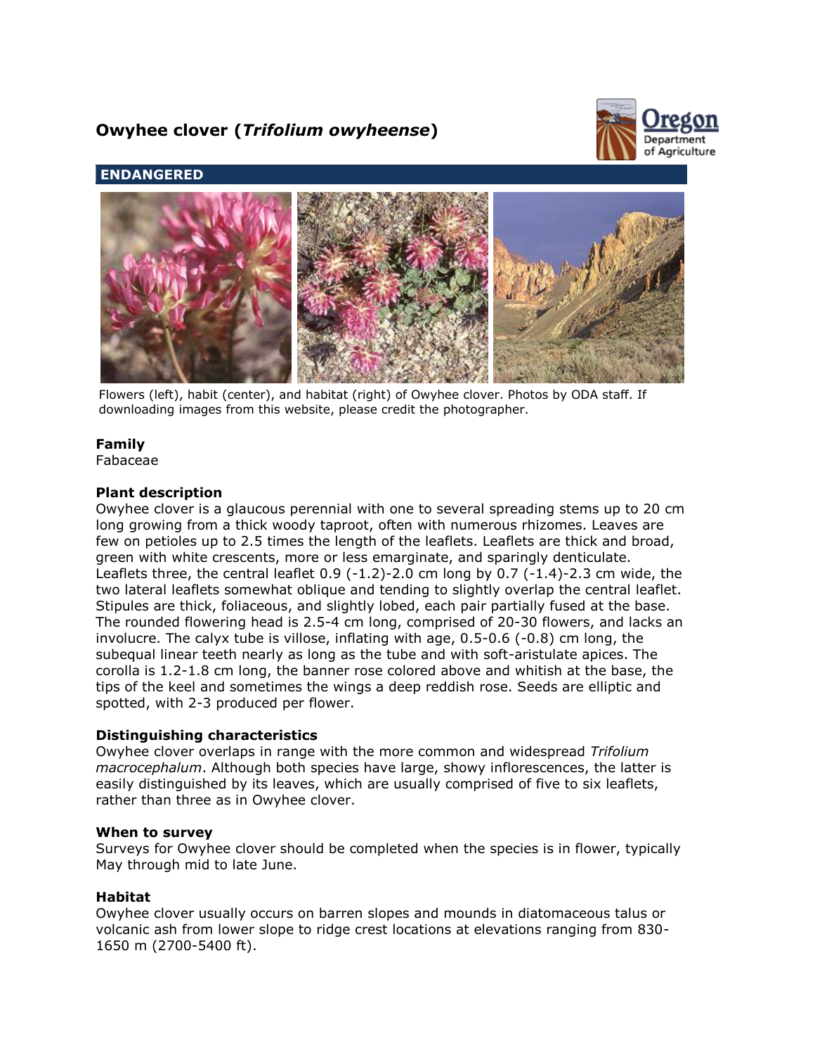# Owyhee clover (*Trifolium owyheense*)

**ENDANGERED**

Flowers (left), habit (center), and habitat (right) of Owyhee clover. Photos by ODA staff. If downloading images from this website, please credit the photographer.

## Family

Fabaceae

## Plant description

Owyhee clover is a glaucous perennial with one to several spreading stems up to 20 cm long growing from a thick woody taproot, often with numerous rhizomes. Leaves are few on petioles up to 2.5 times the length of the leaflets. Leaflets are thick and broad, green with white crescents, more or less emarginate, and sparingly denticulate. Leaflets three, the central leaflet 0.9 (-1.2)-2.0 cm long by 0.7 (-1.4)-2.3 cm wide, the two lateral leaflets somewhat oblique and tending to slightly overlap the central leaflet. Stipules are thick, foliaceous, and slightly lobed, each pair partially fused at the base. The rounded flowering head is 2.5-4 cm long, comprised of 20-30 flowers, and lacks an involucre. The calyx tube is villose, inflating with age, 0.5-0.6 (-0.8) cm long, the subequal linear teeth nearly as long as the tube and with soft-aristulate apices. The corolla is 1.2-1.8 cm long, the banner rose colored above and whitish at the base, the tips of the keel and sometimes the wings a deep reddish rose. Seeds are elliptic and spotted, with 2-3 produced per flower.

## Distinguishing characteristics

Owyhee clover overlaps in range with the more common and widespread *Trifolium macrocephalum*. Although both species have large, showy inflorescences, the latter is easily distinguished by its leaves, which are usually comprised of five to six leaflets, rather than three as in Owyhee clover.

## When to survey

Surveys for Owyhee clover should be completed when the species is in flower, typically May through mid to late June.

## Habitat

Owyhee clover usually occurs on barren slopes and mounds in diatomaceous talus or volcanic ash from lower slope to ridge crest locations at elevations ranging from 830-1650 m (2700-5400 ft).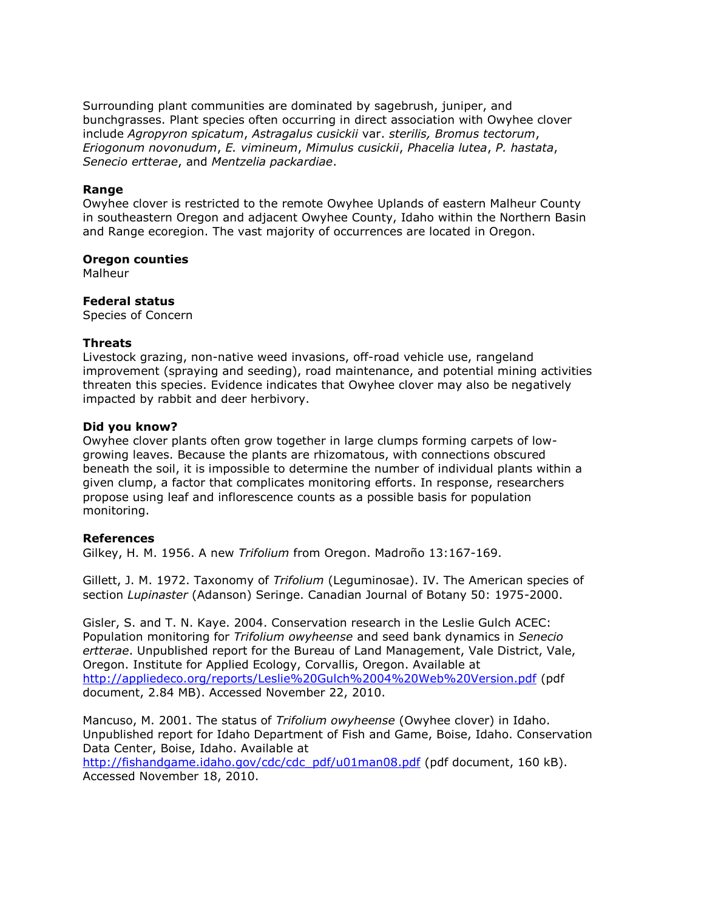Surrounding plant communities are dominated by sagebrush, juniper, and bunchgrasses. Plant species often occurring in direct association with Owyhee clover include *Agropyron spicatum*, *Astragalus cusickii* var. *sterilis, Bromus tectorum*, *Eriogonum novonudum*, *E. vimineum*, *Mimulus cusickii*, *Phacelia lutea*, *P. hastata*, *Senecio ertterae*, and *Mentzelia packardiae*.

**Range**
Owyhee clover is restricted to the remote Owyhee Uplands of eastern Malheur County in southeastern Oregon and adjacent Owyhee County, Idaho within the Northern Basin and Range ecoregion. The vast majority of occurrences are located in Oregon.

**Oregon counties**
Malheur

**Federal status**
Species of Concern

**Threats**
Livestock grazing, non-native weed invasions, off-road vehicle use, rangeland improvement (spraying and seeding), road maintenance, and potential mining activities threaten this species. Evidence indicates that Owyhee clover may also be negatively impacted by rabbit and deer herbivory.

**Did you know?**
Owyhee clover plants often grow together in large clumps forming carpets of low-growing leaves. Because the plants are rhizomatous, with connections obscured beneath the soil, it is impossible to determine the number of individual plants within a given clump, a factor that complicates monitoring efforts. In response, researchers propose using leaf and inflorescence counts as a possible basis for population monitoring.

**References**
Gilkey, H. M. 1956. A new *Trifolium* from Oregon. Madroño 13:167-169.

Gillett, J. M. 1972. Taxonomy of *Trifolium* (Leguminosae). IV. The American species of section *Lupinaster* (Adanson) Seringe. Canadian Journal of Botany 50: 1975-2000.

Gisler, S. and T. N. Kaye. 2004. Conservation research in the Leslie Gulch ACEC: Population monitoring for *Trifolium owyheense* and seed bank dynamics in *Senecio ertterae*. Unpublished report for the Bureau of Land Management, Vale District, Vale, Oregon. Institute for Applied Ecology, Corvallis, Oregon. Available at http://appliedeco.org/reports/Leslie%20Gulch%2004%20Web%20Version.pdf (pdf document, 2.84 MB). Accessed November 22, 2010.

Mancuso, M. 2001. The status of *Trifolium owyheense* (Owyhee clover) in Idaho. Unpublished report for Idaho Department of Fish and Game, Boise, Idaho. Conservation Data Center, Boise, Idaho. Available at http://fishandgame.idaho.gov/cdc/cdc_pdf/u01man08.pdf (pdf document, 160 kB). Accessed November 18, 2010.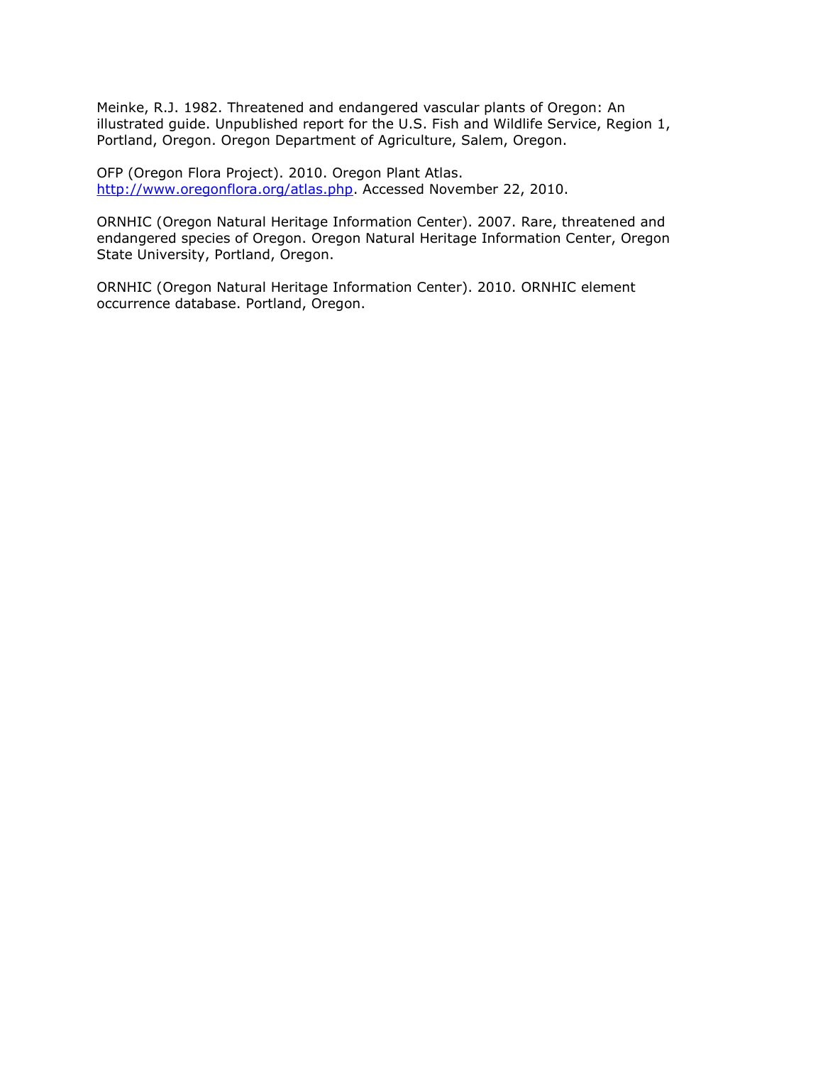Meinke, R.J. 1982. Threatened and endangered vascular plants of Oregon: An illustrated guide. Unpublished report for the U.S. Fish and Wildlife Service, Region 1, Portland, Oregon. Oregon Department of Agriculture, Salem, Oregon.

OFP (Oregon Flora Project). 2010. Oregon Plant Atlas. http://www.oregonflora.org/atlas.php. Accessed November 22, 2010.

ORNHIC (Oregon Natural Heritage Information Center). 2007. Rare, threatened and endangered species of Oregon. Oregon Natural Heritage Information Center, Oregon State University, Portland, Oregon.

ORNHIC (Oregon Natural Heritage Information Center). 2010. ORNHIC element occurrence database. Portland, Oregon.